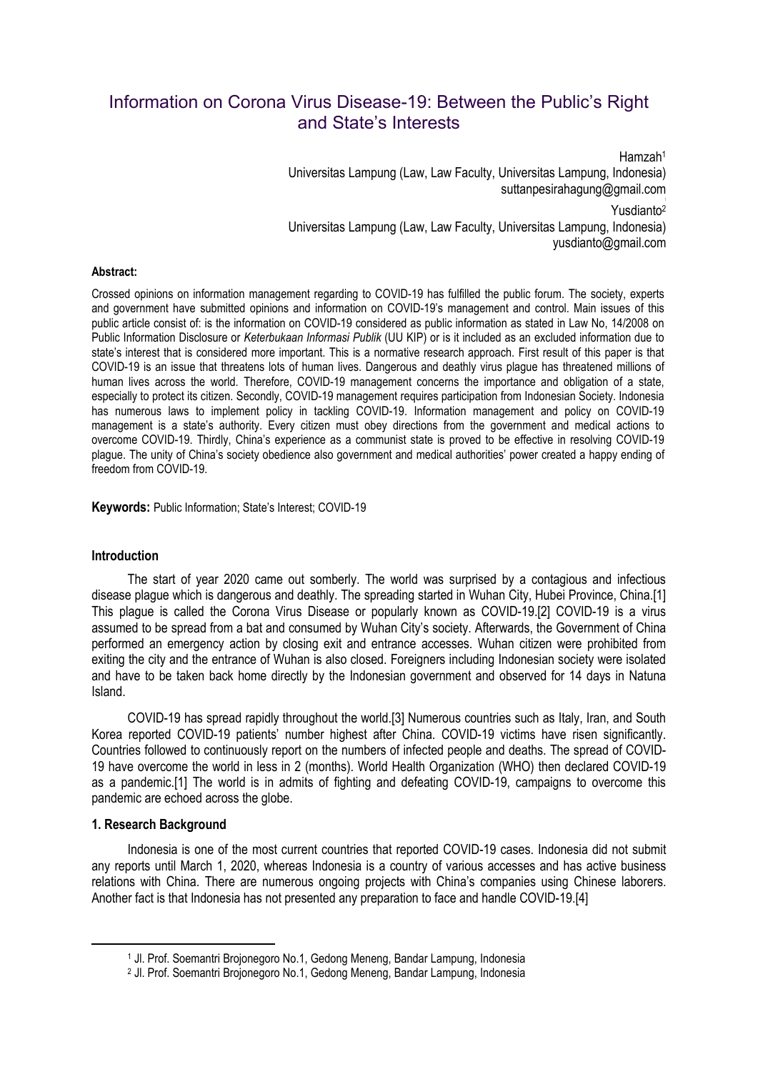# Information on Corona Virus Disease-19: Between the Public's Right and State's Interests

Hamzah[1]
Universitas Lampung (Law, Law Faculty, Universitas Lampung, Indonesia)
suttanpesirahagung@gmail.com

Yusdianto[2]
Universitas Lampung (Law, Law Faculty, Universitas Lampung, Indonesia)
yusdianto@gmail.com

**Abstract:**

Crossed opinions on information management regarding to COVID-19 has fulfilled the public forum. The society, experts and government have submitted opinions and information on COVID-19's management and control. Main issues of this public article consist of: is the information on COVID-19 considered as public information as stated in Law No, 14/2008 on Public Information Disclosure or *Keterbukaan Informasi Publik* (UU KIP) or is it included as an excluded information due to state's interest that is considered more important. This is a normative research approach. First result of this paper is that COVID-19 is an issue that threatens lots of human lives. Dangerous and deathly virus plague has threatened millions of human lives across the world. Therefore, COVID-19 management concerns the importance and obligation of a state, especially to protect its citizen. Secondly, COVID-19 management requires participation from Indonesian Society. Indonesia has numerous laws to implement policy in tackling COVID-19. Information management and policy on COVID-19 management is a state's authority. Every citizen must obey directions from the government and medical actions to overcome COVID-19. Thirdly, China's experience as a communist state is proved to be effective in resolving COVID-19 plague. The unity of China's society obedience also government and medical authorities' power created a happy ending of freedom from COVID-19.

**Keywords:** Public Information; State's Interest; COVID-19

## Introduction

The start of year 2020 came out somberly. The world was surprised by a contagious and infectious disease plague which is dangerous and deathly. The spreading started in Wuhan City, Hubei Province, China.[1] This plague is called the Corona Virus Disease or popularly known as COVID-19.[2] COVID-19 is a virus assumed to be spread from a bat and consumed by Wuhan City's society. Afterwards, the Government of China performed an emergency action by closing exit and entrance accesses. Wuhan citizen were prohibited from exiting the city and the entrance of Wuhan is also closed. Foreigners including Indonesian society were isolated and have to be taken back home directly by the Indonesian government and observed for 14 days in Natuna Island.

COVID-19 has spread rapidly throughout the world.[3] Numerous countries such as Italy, Iran, and South Korea reported COVID-19 patients' number highest after China. COVID-19 victims have risen significantly. Countries followed to continuously report on the numbers of infected people and deaths. The spread of COVID-19 have overcome the world in less in 2 (months). World Health Organization (WHO) then declared COVID-19 as a pandemic.[1] The world is in admits of fighting and defeating COVID-19, campaigns to overcome this pandemic are echoed across the globe.

### 1. Research Background

Indonesia is one of the most current countries that reported COVID-19 cases. Indonesia did not submit any reports until March 1, 2020, whereas Indonesia is a country of various accesses and has active business relations with China. There are numerous ongoing projects with China's companies using Chinese laborers. Another fact is that Indonesia has not presented any preparation to face and handle COVID-19.[4]

---

[1] Jl. Prof. Soemantri Brojonegoro No.1, Gedong Meneng, Bandar Lampung, Indonesia

[2] Jl. Prof. Soemantri Brojonegoro No.1, Gedong Meneng, Bandar Lampung, Indonesia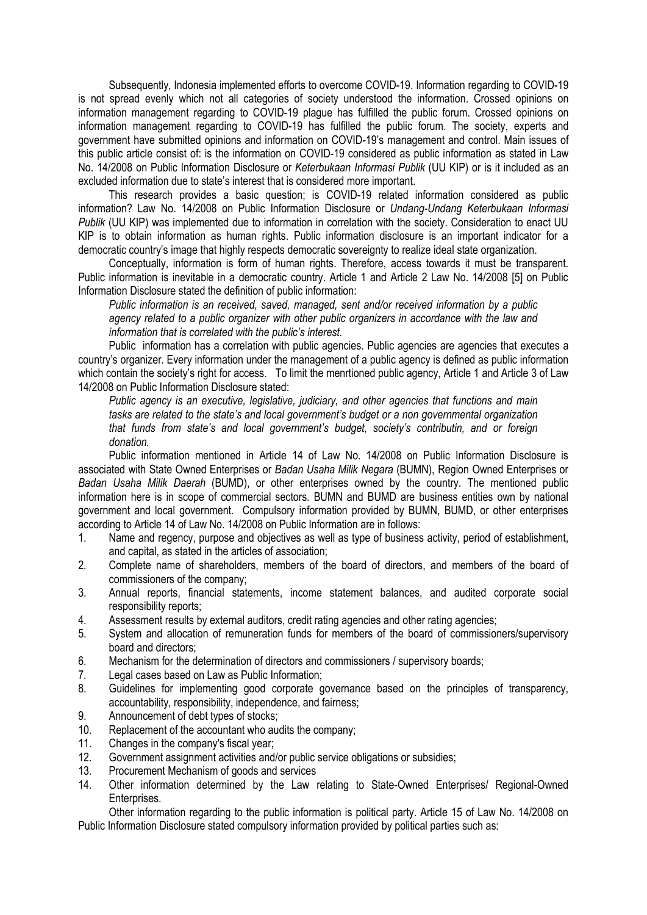Subsequently, Indonesia implemented efforts to overcome COVID-19. Information regarding to COVID-19 is not spread evenly which not all categories of society understood the information. Crossed opinions on information management regarding to COVID-19 plague has fulfilled the public forum. Crossed opinions on information management regarding to COVID-19 has fulfilled the public forum. The society, experts and government have submitted opinions and information on COVID-19's management and control. Main issues of this public article consist of: is the information on COVID-19 considered as public information as stated in Law No. 14/2008 on Public Information Disclosure or *Keterbukaan Informasi Publik* (UU KIP) or is it included as an excluded information due to state's interest that is considered more important.

This research provides a basic question; is COVID-19 related information considered as public information? Law No. 14/2008 on Public Information Disclosure or *Undang-Undang Keterbukaan Informasi Publik* (UU KIP) was implemented due to information in correlation with the society. Consideration to enact UU KIP is to obtain information as human rights. Public information disclosure is an important indicator for a democratic country's image that highly respects democratic sovereignty to realize ideal state organization.

Conceptually, information is form of human rights. Therefore, access towards it must be transparent. Public information is inevitable in a democratic country. Article 1 and Article 2 Law No. 14/2008 [5] on Public Information Disclosure stated the definition of public information:

> *Public information is an received, saved, managed, sent and/or received information by a public agency related to a public organizer with other public organizers in accordance with the law and information that is correlated with the public's interest.*

Public information has a correlation with public agencies. Public agencies are agencies that executes a country's organizer. Every information under the management of a public agency is defined as public information which contain the society's right for access. To limit the menrtioned public agency, Article 1 and Article 3 of Law 14/2008 on Public Information Disclosure stated:

> *Public agency is an executive, legislative, judiciary, and other agencies that functions and main tasks are related to the state's and local government's budget or a non governmental organization that funds from state's and local government's budget, society's contributin, and or foreign donation.*

Public information mentioned in Article 14 of Law No. 14/2008 on Public Information Disclosure is associated with State Owned Enterprises or *Badan Usaha Milik Negara* (BUMN), Region Owned Enterprises or *Badan Usaha Milik Daerah* (BUMD), or other enterprises owned by the country. The mentioned public information here is in scope of commercial sectors. BUMN and BUMD are business entities own by national government and local government. Compulsory information provided by BUMN, BUMD, or other enterprises according to Article 14 of Law No. 14/2008 on Public Information are in follows:

1. Name and regency, purpose and objectives as well as type of business activity, period of establishment, and capital, as stated in the articles of association;
2. Complete name of shareholders, members of the board of directors, and members of the board of commissioners of the company;
3. Annual reports, financial statements, income statement balances, and audited corporate social responsibility reports;
4. Assessment results by external auditors, credit rating agencies and other rating agencies;
5. System and allocation of remuneration funds for members of the board of commissioners/supervisory board and directors;
6. Mechanism for the determination of directors and commissioners / supervisory boards;
7. Legal cases based on Law as Public Information;
8. Guidelines for implementing good corporate governance based on the principles of transparency, accountability, responsibility, independence, and fairness;
9. Announcement of debt types of stocks;
10. Replacement of the accountant who audits the company;
11. Changes in the company's fiscal year;
12. Government assignment activities and/or public service obligations or subsidies;
13. Procurement Mechanism of goods and services
14. Other information determined by the Law relating to State-Owned Enterprises/ Regional-Owned Enterprises.

Other information regarding to the public information is political party. Article 15 of Law No. 14/2008 on Public Information Disclosure stated compulsory information provided by political parties such as: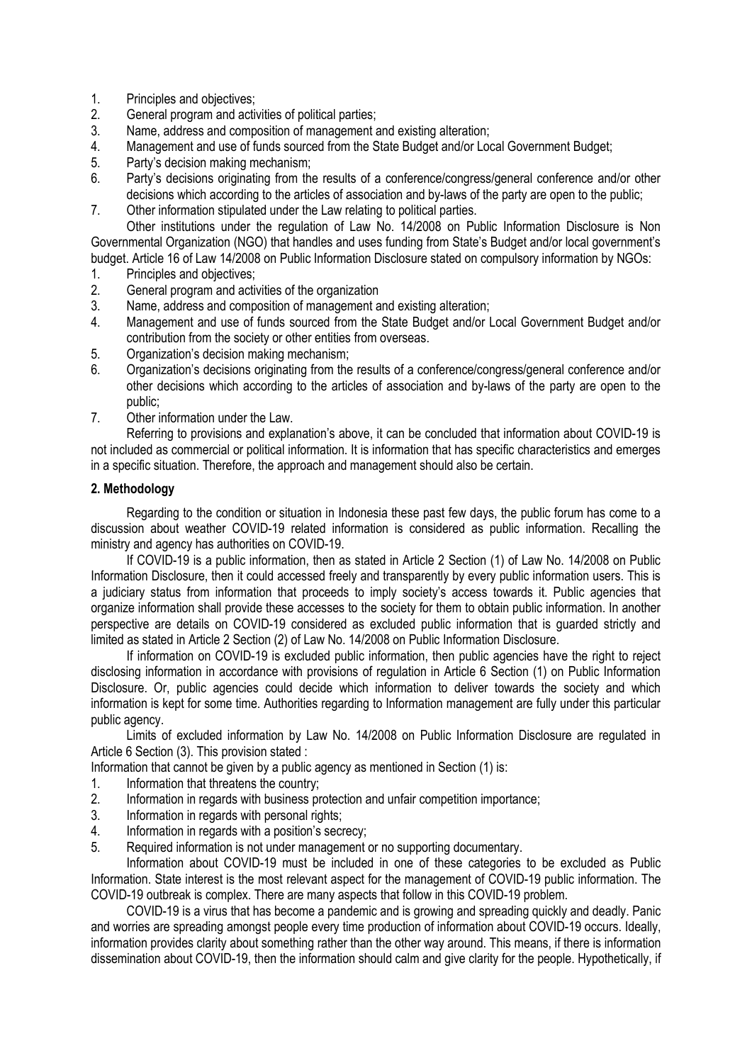1. Principles and objectives;
2. General program and activities of political parties;
3. Name, address and composition of management and existing alteration;
4. Management and use of funds sourced from the State Budget and/or Local Government Budget;
5. Party's decision making mechanism;
6. Party's decisions originating from the results of a conference/congress/general conference and/or other decisions which according to the articles of association and by-laws of the party are open to the public;
7. Other information stipulated under the Law relating to political parties.

Other institutions under the regulation of Law No. 14/2008 on Public Information Disclosure is Non Governmental Organization (NGO) that handles and uses funding from State's Budget and/or local government's budget. Article 16 of Law 14/2008 on Public Information Disclosure stated on compulsory information by NGOs:

1. Principles and objectives;
2. General program and activities of the organization
3. Name, address and composition of management and existing alteration;
4. Management and use of funds sourced from the State Budget and/or Local Government Budget and/or contribution from the society or other entities from overseas.
5. Organization's decision making mechanism;
6. Organization's decisions originating from the results of a conference/congress/general conference and/or other decisions which according to the articles of association and by-laws of the party are open to the public;
7. Other information under the Law.

Referring to provisions and explanation's above, it can be concluded that information about COVID-19 is not included as commercial or political information. It is information that has specific characteristics and emerges in a specific situation. Therefore, the approach and management should also be certain.

## 2. Methodology

Regarding to the condition or situation in Indonesia these past few days, the public forum has come to a discussion about weather COVID-19 related information is considered as public information. Recalling the ministry and agency has authorities on COVID-19.

If COVID-19 is a public information, then as stated in Article 2 Section (1) of Law No. 14/2008 on Public Information Disclosure, then it could accessed freely and transparently by every public information users. This is a judiciary status from information that proceeds to imply society's access towards it. Public agencies that organize information shall provide these accesses to the society for them to obtain public information. In another perspective are details on COVID-19 considered as excluded public information that is guarded strictly and limited as stated in Article 2 Section (2) of Law No. 14/2008 on Public Information Disclosure.

If information on COVID-19 is excluded public information, then public agencies have the right to reject disclosing information in accordance with provisions of regulation in Article 6 Section (1) on Public Information Disclosure. Or, public agencies could decide which information to deliver towards the society and which information is kept for some time. Authorities regarding to Information management are fully under this particular public agency.

Limits of excluded information by Law No. 14/2008 on Public Information Disclosure are regulated in Article 6 Section (3). This provision stated :

Information that cannot be given by a public agency as mentioned in Section (1) is:

1. Information that threatens the country;
2. Information in regards with business protection and unfair competition importance;
3. Information in regards with personal rights;
4. Information in regards with a position's secrecy;
5. Required information is not under management or no supporting documentary.

Information about COVID-19 must be included in one of these categories to be excluded as Public Information. State interest is the most relevant aspect for the management of COVID-19 public information. The COVID-19 outbreak is complex. There are many aspects that follow in this COVID-19 problem.

COVID-19 is a virus that has become a pandemic and is growing and spreading quickly and deadly. Panic and worries are spreading amongst people every time production of information about COVID-19 occurs. Ideally, information provides clarity about something rather than the other way around. This means, if there is information dissemination about COVID-19, then the information should calm and give clarity for the people. Hypothetically, if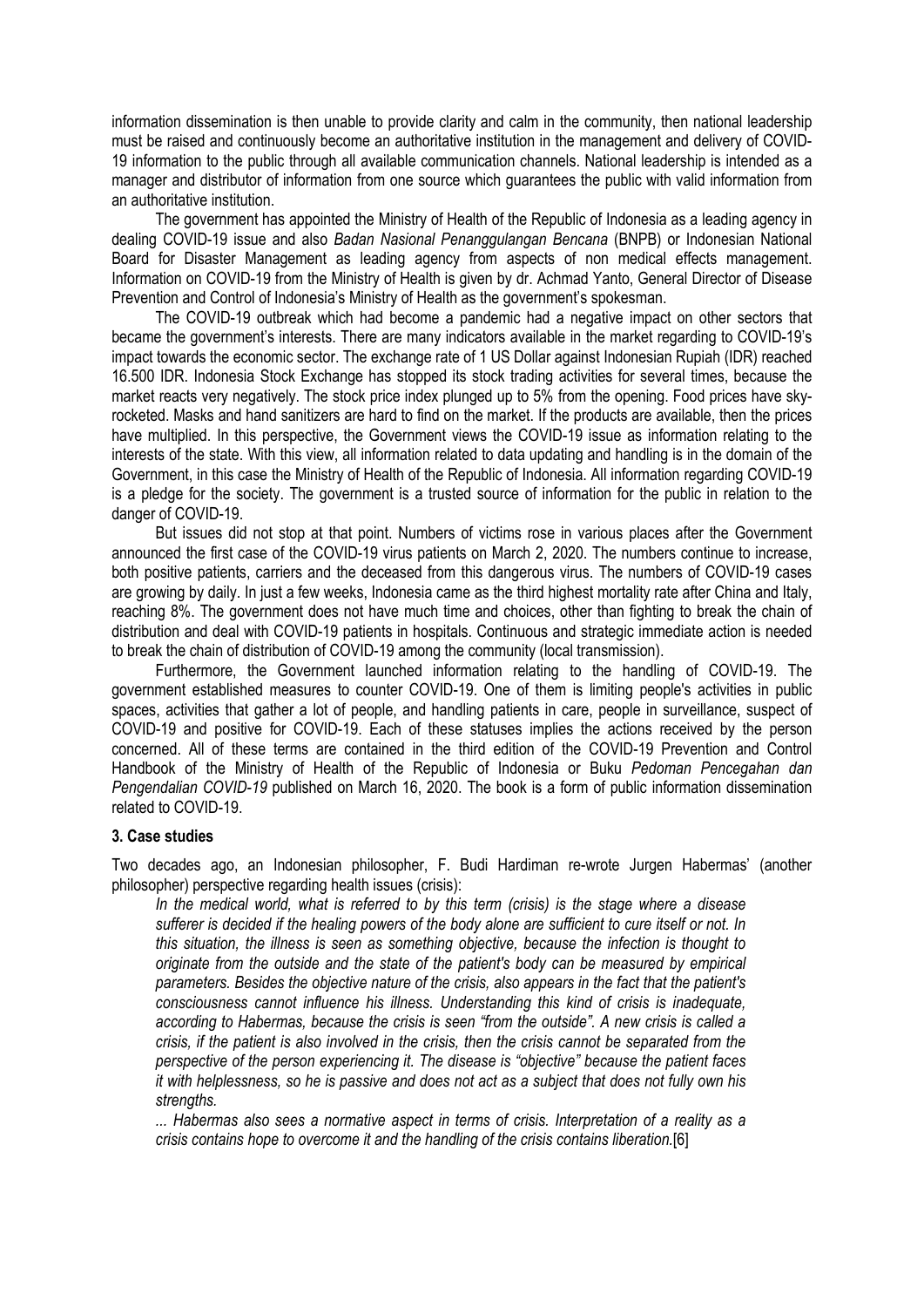information dissemination is then unable to provide clarity and calm in the community, then national leadership must be raised and continuously become an authoritative institution in the management and delivery of COVID-19 information to the public through all available communication channels. National leadership is intended as a manager and distributor of information from one source which guarantees the public with valid information from an authoritative institution.

The government has appointed the Ministry of Health of the Republic of Indonesia as a leading agency in dealing COVID-19 issue and also *Badan Nasional Penanggulangan Bencana* (BNPB) or Indonesian National Board for Disaster Management as leading agency from aspects of non medical effects management. Information on COVID-19 from the Ministry of Health is given by dr. Achmad Yanto, General Director of Disease Prevention and Control of Indonesia's Ministry of Health as the government's spokesman.

The COVID-19 outbreak which had become a pandemic had a negative impact on other sectors that became the government's interests. There are many indicators available in the market regarding to COVID-19's impact towards the economic sector. The exchange rate of 1 US Dollar against Indonesian Rupiah (IDR) reached 16.500 IDR. Indonesia Stock Exchange has stopped its stock trading activities for several times, because the market reacts very negatively. The stock price index plunged up to 5% from the opening. Food prices have sky-rocketed. Masks and hand sanitizers are hard to find on the market. If the products are available, then the prices have multiplied. In this perspective, the Government views the COVID-19 issue as information relating to the interests of the state. With this view, all information related to data updating and handling is in the domain of the Government, in this case the Ministry of Health of the Republic of Indonesia. All information regarding COVID-19 is a pledge for the society. The government is a trusted source of information for the public in relation to the danger of COVID-19.

But issues did not stop at that point. Numbers of victims rose in various places after the Government announced the first case of the COVID-19 virus patients on March 2, 2020. The numbers continue to increase, both positive patients, carriers and the deceased from this dangerous virus. The numbers of COVID-19 cases are growing by daily. In just a few weeks, Indonesia came as the third highest mortality rate after China and Italy, reaching 8%. The government does not have much time and choices, other than fighting to break the chain of distribution and deal with COVID-19 patients in hospitals. Continuous and strategic immediate action is needed to break the chain of distribution of COVID-19 among the community (local transmission).

Furthermore, the Government launched information relating to the handling of COVID-19. The government established measures to counter COVID-19. One of them is limiting people's activities in public spaces, activities that gather a lot of people, and handling patients in care, people in surveillance, suspect of COVID-19 and positive for COVID-19. Each of these statuses implies the actions received by the person concerned. All of these terms are contained in the third edition of the COVID-19 Prevention and Control Handbook of the Ministry of Health of the Republic of Indonesia or Buku *Pedoman Pencegahan dan Pengendalian COVID-19* published on March 16, 2020. The book is a form of public information dissemination related to COVID-19.

## 3. Case studies

Two decades ago, an Indonesian philosopher, F. Budi Hardiman re-wrote Jurgen Habermas' (another philosopher) perspective regarding health issues (crisis):

> *In the medical world, what is referred to by this term (crisis) is the stage where a disease sufferer is decided if the healing powers of the body alone are sufficient to cure itself or not. In this situation, the illness is seen as something objective, because the infection is thought to originate from the outside and the state of the patient's body can be measured by empirical parameters. Besides the objective nature of the crisis, also appears in the fact that the patient's consciousness cannot influence his illness. Understanding this kind of crisis is inadequate, according to Habermas, because the crisis is seen "from the outside". A new crisis is called a crisis, if the patient is also involved in the crisis, then the crisis cannot be separated from the perspective of the person experiencing it. The disease is "objective" because the patient faces it with helplessness, so he is passive and does not act as a subject that does not fully own his strengths.*
>
> *... Habermas also sees a normative aspect in terms of crisis. Interpretation of a reality as a crisis contains hope to overcome it and the handling of the crisis contains liberation.*[6]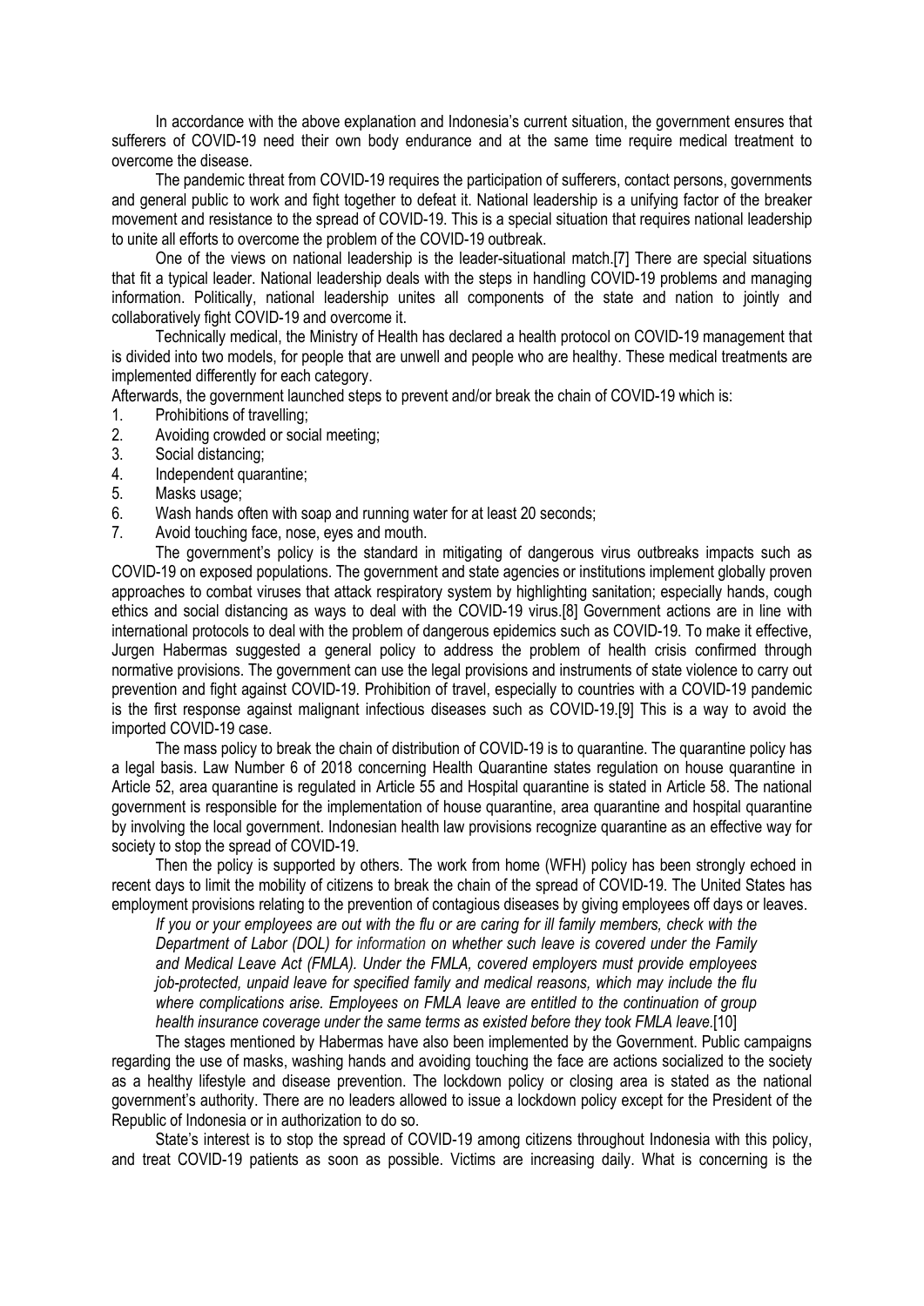In accordance with the above explanation and Indonesia's current situation, the government ensures that sufferers of COVID-19 need their own body endurance and at the same time require medical treatment to overcome the disease.

The pandemic threat from COVID-19 requires the participation of sufferers, contact persons, governments and general public to work and fight together to defeat it. National leadership is a unifying factor of the breaker movement and resistance to the spread of COVID-19. This is a special situation that requires national leadership to unite all efforts to overcome the problem of the COVID-19 outbreak.

One of the views on national leadership is the leader-situational match.[7] There are special situations that fit a typical leader. National leadership deals with the steps in handling COVID-19 problems and managing information. Politically, national leadership unites all components of the state and nation to jointly and collaboratively fight COVID-19 and overcome it.

Technically medical, the Ministry of Health has declared a health protocol on COVID-19 management that is divided into two models, for people that are unwell and people who are healthy. These medical treatments are implemented differently for each category.

Afterwards, the government launched steps to prevent and/or break the chain of COVID-19 which is:

1. Prohibitions of travelling;
2. Avoiding crowded or social meeting;
3. Social distancing;
4. Independent quarantine;
5. Masks usage;
6. Wash hands often with soap and running water for at least 20 seconds;
7. Avoid touching face, nose, eyes and mouth.

The government's policy is the standard in mitigating of dangerous virus outbreaks impacts such as COVID-19 on exposed populations. The government and state agencies or institutions implement globally proven approaches to combat viruses that attack respiratory system by highlighting sanitation; especially hands, cough ethics and social distancing as ways to deal with the COVID-19 virus.[8] Government actions are in line with international protocols to deal with the problem of dangerous epidemics such as COVID-19. To make it effective, Jurgen Habermas suggested a general policy to address the problem of health crisis confirmed through normative provisions. The government can use the legal provisions and instruments of state violence to carry out prevention and fight against COVID-19. Prohibition of travel, especially to countries with a COVID-19 pandemic is the first response against malignant infectious diseases such as COVID-19.[9] This is a way to avoid the imported COVID-19 case.

The mass policy to break the chain of distribution of COVID-19 is to quarantine. The quarantine policy has a legal basis. Law Number 6 of 2018 concerning Health Quarantine states regulation on house quarantine in Article 52, area quarantine is regulated in Article 55 and Hospital quarantine is stated in Article 58. The national government is responsible for the implementation of house quarantine, area quarantine and hospital quarantine by involving the local government. Indonesian health law provisions recognize quarantine as an effective way for society to stop the spread of COVID-19.

Then the policy is supported by others. The work from home (WFH) policy has been strongly echoed in recent days to limit the mobility of citizens to break the chain of the spread of COVID-19. The United States has employment provisions relating to the prevention of contagious diseases by giving employees off days or leaves.

> *If you or your employees are out with the flu or are caring for ill family members, check with the Department of Labor (DOL) for information on whether such leave is covered under the Family and Medical Leave Act (FMLA). Under the FMLA, covered employers must provide employees job-protected, unpaid leave for specified family and medical reasons, which may include the flu where complications arise. Employees on FMLA leave are entitled to the continuation of group health insurance coverage under the same terms as existed before they took FMLA leave.*[10]

The stages mentioned by Habermas have also been implemented by the Government. Public campaigns regarding the use of masks, washing hands and avoiding touching the face are actions socialized to the society as a healthy lifestyle and disease prevention. The lockdown policy or closing area is stated as the national government's authority. There are no leaders allowed to issue a lockdown policy except for the President of the Republic of Indonesia or in authorization to do so.

State's interest is to stop the spread of COVID-19 among citizens throughout Indonesia with this policy, and treat COVID-19 patients as soon as possible. Victims are increasing daily. What is concerning is the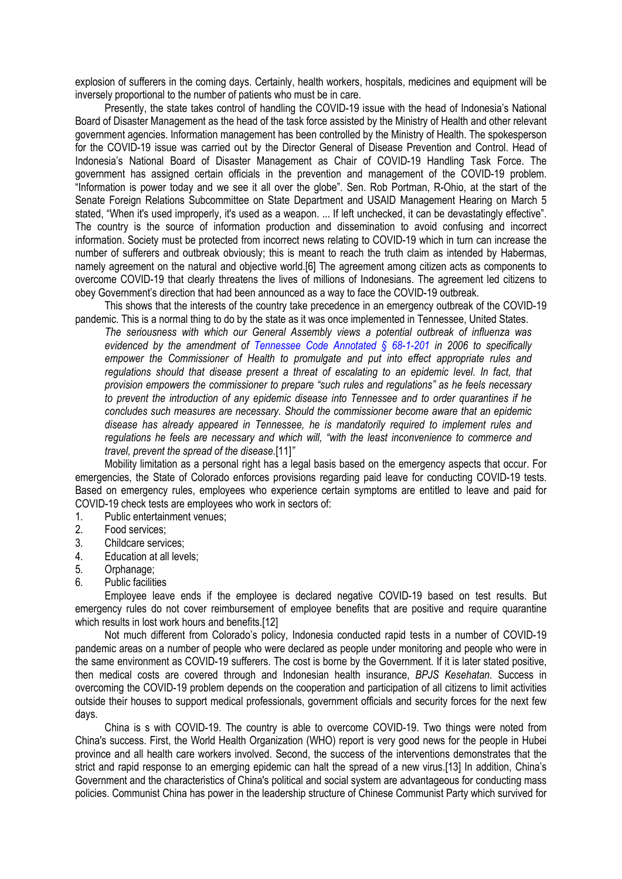explosion of sufferers in the coming days. Certainly, health workers, hospitals, medicines and equipment will be inversely proportional to the number of patients who must be in care.

Presently, the state takes control of handling the COVID-19 issue with the head of Indonesia's National Board of Disaster Management as the head of the task force assisted by the Ministry of Health and other relevant government agencies. Information management has been controlled by the Ministry of Health. The spokesperson for the COVID-19 issue was carried out by the Director General of Disease Prevention and Control. Head of Indonesia's National Board of Disaster Management as Chair of COVID-19 Handling Task Force. The government has assigned certain officials in the prevention and management of the COVID-19 problem. "Information is power today and we see it all over the globe". Sen. Rob Portman, R-Ohio, at the start of the Senate Foreign Relations Subcommittee on State Department and USAID Management Hearing on March 5 stated, "When it's used improperly, it's used as a weapon. ... If left unchecked, it can be devastatingly effective". The country is the source of information production and dissemination to avoid confusing and incorrect information. Society must be protected from incorrect news relating to COVID-19 which in turn can increase the number of sufferers and outbreak obviously; this is meant to reach the truth claim as intended by Habermas, namely agreement on the natural and objective world.[6] The agreement among citizen acts as components to overcome COVID-19 that clearly threatens the lives of millions of Indonesians. The agreement led citizens to obey Government's direction that had been announced as a way to face the COVID-19 outbreak.

This shows that the interests of the country take precedence in an emergency outbreak of the COVID-19 pandemic. This is a normal thing to do by the state as it was once implemented in Tennessee, United States.

> *The seriousness with which our General Assembly views a potential outbreak of influenza was evidenced by the amendment of Tennessee Code Annotated § 68-1-201 in 2006 to specifically empower the Commissioner of Health to promulgate and put into effect appropriate rules and regulations should that disease present a threat of escalating to an epidemic level. In fact, that provision empowers the commissioner to prepare "such rules and regulations" as he feels necessary to prevent the introduction of any epidemic disease into Tennessee and to order quarantines if he concludes such measures are necessary. Should the commissioner become aware that an epidemic disease has already appeared in Tennessee, he is mandatorily required to implement rules and regulations he feels are necessary and which will, "with the least inconvenience to commerce and travel, prevent the spread of the disease.*[11]"

Mobility limitation as a personal right has a legal basis based on the emergency aspects that occur. For emergencies, the State of Colorado enforces provisions regarding paid leave for conducting COVID-19 tests. Based on emergency rules, employees who experience certain symptoms are entitled to leave and paid for COVID-19 check tests are employees who work in sectors of:

1. Public entertainment venues;
2. Food services;
3. Childcare services;
4. Education at all levels;
5. Orphanage;
6. Public facilities

Employee leave ends if the employee is declared negative COVID-19 based on test results. But emergency rules do not cover reimbursement of employee benefits that are positive and require quarantine which results in lost work hours and benefits.[12]

Not much different from Colorado's policy, Indonesia conducted rapid tests in a number of COVID-19 pandemic areas on a number of people who were declared as people under monitoring and people who were in the same environment as COVID-19 sufferers. The cost is borne by the Government. If it is later stated positive, then medical costs are covered through and Indonesian health insurance, *BPJS Kesehatan*. Success in overcoming the COVID-19 problem depends on the cooperation and participation of all citizens to limit activities outside their houses to support medical professionals, government officials and security forces for the next few days.

China is s with COVID-19. The country is able to overcome COVID-19. Two things were noted from China's success. First, the World Health Organization (WHO) report is very good news for the people in Hubei province and all health care workers involved. Second, the success of the interventions demonstrates that the strict and rapid response to an emerging epidemic can halt the spread of a new virus.[13] In addition, China's Government and the characteristics of China's political and social system are advantageous for conducting mass policies. Communist China has power in the leadership structure of Chinese Communist Party which survived for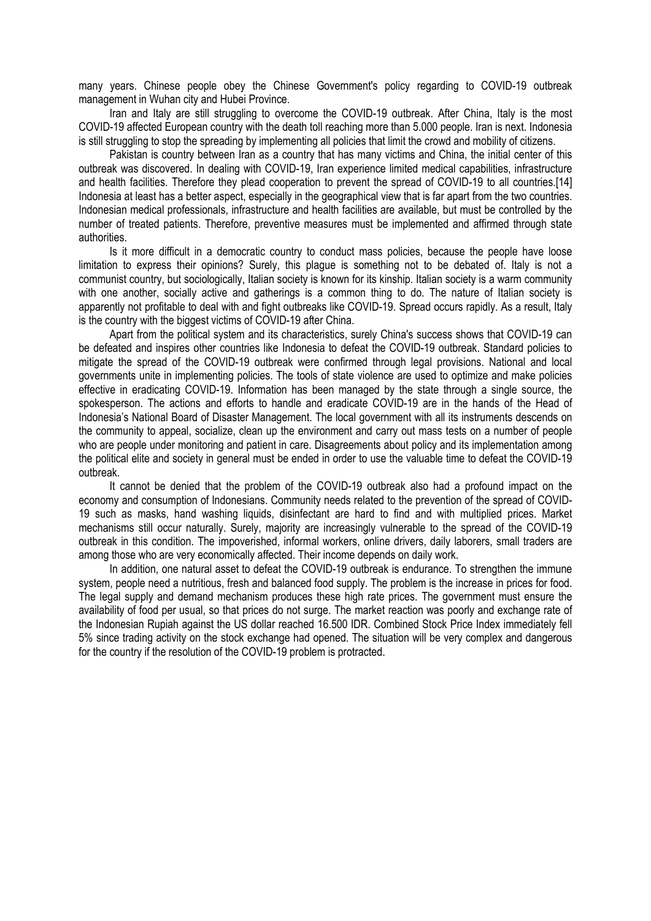many years. Chinese people obey the Chinese Government's policy regarding to COVID-19 outbreak management in Wuhan city and Hubei Province.

Iran and Italy are still struggling to overcome the COVID-19 outbreak. After China, Italy is the most COVID-19 affected European country with the death toll reaching more than 5.000 people. Iran is next. Indonesia is still struggling to stop the spreading by implementing all policies that limit the crowd and mobility of citizens.

Pakistan is country between Iran as a country that has many victims and China, the initial center of this outbreak was discovered. In dealing with COVID-19, Iran experience limited medical capabilities, infrastructure and health facilities. Therefore they plead cooperation to prevent the spread of COVID-19 to all countries.[14] Indonesia at least has a better aspect, especially in the geographical view that is far apart from the two countries. Indonesian medical professionals, infrastructure and health facilities are available, but must be controlled by the number of treated patients. Therefore, preventive measures must be implemented and affirmed through state authorities.

Is it more difficult in a democratic country to conduct mass policies, because the people have loose limitation to express their opinions? Surely, this plague is something not to be debated of. Italy is not a communist country, but sociologically, Italian society is known for its kinship. Italian society is a warm community with one another, socially active and gatherings is a common thing to do. The nature of Italian society is apparently not profitable to deal with and fight outbreaks like COVID-19. Spread occurs rapidly. As a result, Italy is the country with the biggest victims of COVID-19 after China.

Apart from the political system and its characteristics, surely China's success shows that COVID-19 can be defeated and inspires other countries like Indonesia to defeat the COVID-19 outbreak. Standard policies to mitigate the spread of the COVID-19 outbreak were confirmed through legal provisions. National and local governments unite in implementing policies. The tools of state violence are used to optimize and make policies effective in eradicating COVID-19. Information has been managed by the state through a single source, the spokesperson. The actions and efforts to handle and eradicate COVID-19 are in the hands of the Head of Indonesia's National Board of Disaster Management. The local government with all its instruments descends on the community to appeal, socialize, clean up the environment and carry out mass tests on a number of people who are people under monitoring and patient in care. Disagreements about policy and its implementation among the political elite and society in general must be ended in order to use the valuable time to defeat the COVID-19 outbreak.

It cannot be denied that the problem of the COVID-19 outbreak also had a profound impact on the economy and consumption of Indonesians. Community needs related to the prevention of the spread of COVID-19 such as masks, hand washing liquids, disinfectant are hard to find and with multiplied prices. Market mechanisms still occur naturally. Surely, majority are increasingly vulnerable to the spread of the COVID-19 outbreak in this condition. The impoverished, informal workers, online drivers, daily laborers, small traders are among those who are very economically affected. Their income depends on daily work.

In addition, one natural asset to defeat the COVID-19 outbreak is endurance. To strengthen the immune system, people need a nutritious, fresh and balanced food supply. The problem is the increase in prices for food. The legal supply and demand mechanism produces these high rate prices. The government must ensure the availability of food per usual, so that prices do not surge. The market reaction was poorly and exchange rate of the Indonesian Rupiah against the US dollar reached 16.500 IDR. Combined Stock Price Index immediately fell 5% since trading activity on the stock exchange had opened. The situation will be very complex and dangerous for the country if the resolution of the COVID-19 problem is protracted.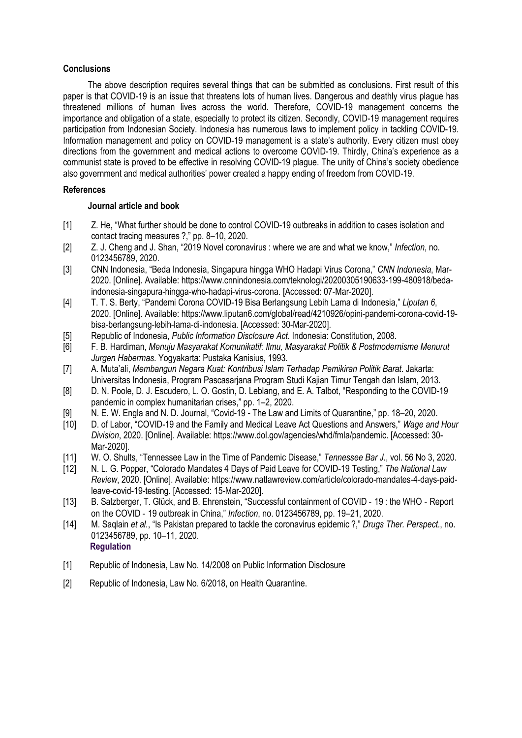## Conclusions

The above description requires several things that can be submitted as conclusions. First result of this paper is that COVID-19 is an issue that threatens lots of human lives. Dangerous and deathly virus plague has threatened millions of human lives across the world. Therefore, COVID-19 management concerns the importance and obligation of a state, especially to protect its citizen. Secondly, COVID-19 management requires participation from Indonesian Society. Indonesia has numerous laws to implement policy in tackling COVID-19. Information management and policy on COVID-19 management is a state's authority. Every citizen must obey directions from the government and medical actions to overcome COVID-19. Thirdly, China's experience as a communist state is proved to be effective in resolving COVID-19 plague. The unity of China's society obedience also government and medical authorities' power created a happy ending of freedom from COVID-19.

## References

### Journal article and book

[1] Z. He, "What further should be done to control COVID-19 outbreaks in addition to cases isolation and contact tracing measures ?," pp. 8–10, 2020.

[2] Z. J. Cheng and J. Shan, "2019 Novel coronavirus : where we are and what we know," *Infection*, no. 0123456789, 2020.

[3] CNN Indonesia, "Beda Indonesia, Singapura hingga WHO Hadapi Virus Corona," *CNN Indonesia*, Mar-2020. [Online]. Available: https://www.cnnindonesia.com/teknologi/20200305190633-199-480918/beda-indonesia-singapura-hingga-who-hadapi-virus-corona. [Accessed: 07-Mar-2020].

[4] T. T. S. Berty, "Pandemi Corona COVID-19 Bisa Berlangsung Lebih Lama di Indonesia," *Liputan 6*, 2020. [Online]. Available: https://www.liputan6.com/global/read/4210926/opini-pandemi-corona-covid-19-bisa-berlangsung-lebih-lama-di-indonesia. [Accessed: 30-Mar-2020].

[5] Republic of Indonesia, *Public Information Disclosure Act*. Indonesia: Constitution, 2008.

[6] F. B. Hardiman, *Menuju Masyarakat Komunikatif: Ilmu, Masyarakat Politik & Postmodernisme Menurut Jurgen Habermas*. Yogyakarta: Pustaka Kanisius, 1993.

[7] A. Muta'ali, *Membangun Negara Kuat: Kontribusi Islam Terhadap Pemikiran Politik Barat*. Jakarta: Universitas Indonesia, Program Pascasarjana Program Studi Kajian Timur Tengah dan Islam, 2013.

[8] D. N. Poole, D. J. Escudero, L. O. Gostin, D. Leblang, and E. A. Talbot, "Responding to the COVID-19 pandemic in complex humanitarian crises," pp. 1–2, 2020.

[9] N. E. W. Engla and N. D. Journal, "Covid-19 - The Law and Limits of Quarantine," pp. 18–20, 2020.

[10] D. of Labor, "COVID-19 and the Family and Medical Leave Act Questions and Answers," *Wage and Hour Division*, 2020. [Online]. Available: https://www.dol.gov/agencies/whd/fmla/pandemic. [Accessed: 30-Mar-2020].

[11] W. O. Shults, "Tennessee Law in the Time of Pandemic Disease," *Tennessee Bar J.*, vol. 56 No 3, 2020.

[12] N. L. G. Popper, "Colorado Mandates 4 Days of Paid Leave for COVID-19 Testing," *The National Law Review*, 2020. [Online]. Available: https://www.natlawreview.com/article/colorado-mandates-4-days-paid-leave-covid-19-testing. [Accessed: 15-Mar-2020].

[13] B. Salzberger, T. Glück, and B. Ehrenstein, "Successful containment of COVID - 19 : the WHO - Report on the COVID - 19 outbreak in China," *Infection*, no. 0123456789, pp. 19–21, 2020.

[14] M. Saqlain *et al.*, "Is Pakistan prepared to tackle the coronavirus epidemic ?," *Drugs Ther. Perspect.*, no. 0123456789, pp. 10–11, 2020.

### Regulation

[1] Republic of Indonesia, Law No. 14/2008 on Public Information Disclosure

[2] Republic of Indonesia, Law No. 6/2018, on Health Quarantine.